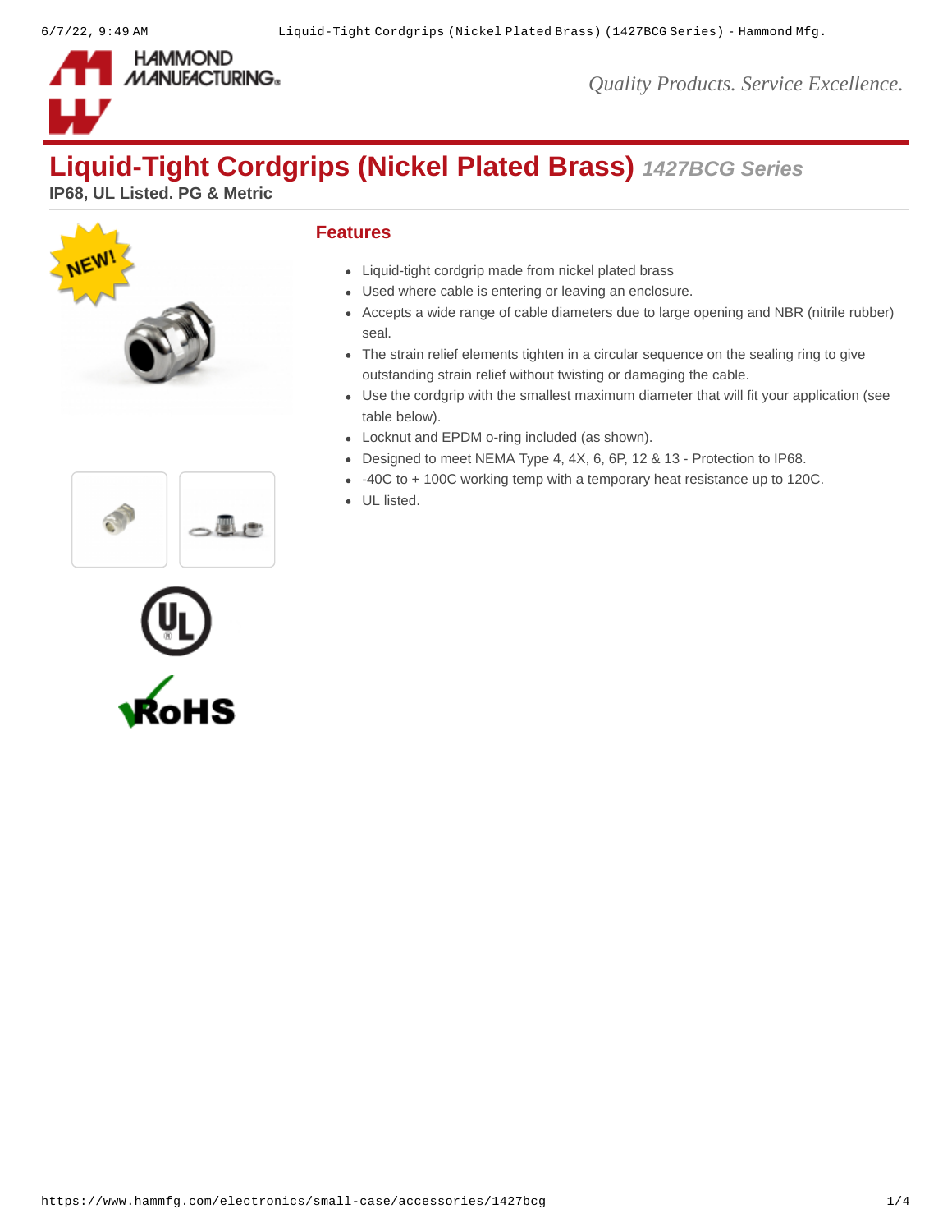# Liquid-Tight Cordgrips (Nickel Plated Brass) *1427BCG Series*

**IP68, UL Listed. PG & Metric**

## Features

- Liquid-tight cordgrip made from nickel plated brass
- Used where cable is entering or leaving an enclosure.
- Accepts a wide range of cable diameters due to large opening and NBR (nitrile rubber) seal.
- The strain relief elements tighten in a circular sequence on the sealing ring to give outstanding strain relief without twisting or damaging the cable.
- Use the cordgrip with the smallest maximum diameter that will fit your application (see table below).
- Locknut and EPDM o-ring included (as shown).
- Designed to meet NEMA Type 4, 4X, 6, 6P, 12 & 13 - Protection to IP68.
- -40C to + 100C working temp with a temporary heat resistance up to 120C.
- UL listed.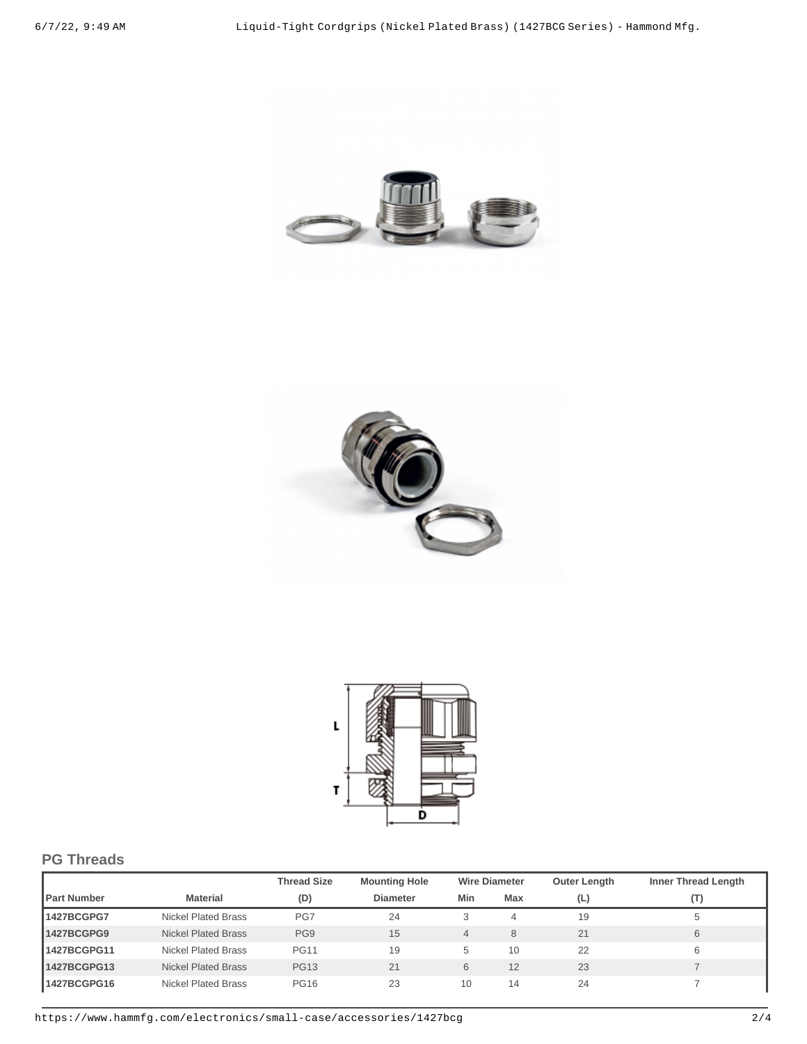## PG Threads

| Part Number | Material | Thread Size (D) | Mounting Hole Diameter | Wire Diameter Min | Wire Diameter Max | Outer Length (L) | Inner Thread Length (T) |
|---|---|---|---|---|---|---|---|
| **1427BCGPG7** | Nickel Plated Brass | PG7 | 24 | 3 | 4 | 19 | 5 |
| **1427BCGPG9** | Nickel Plated Brass | PG9 | 15 | 4 | 8 | 21 | 6 |
| **1427BCGPG11** | Nickel Plated Brass | PG11 | 19 | 5 | 10 | 22 | 6 |
| **1427BCGPG13** | Nickel Plated Brass | PG13 | 21 | 6 | 12 | 23 | 7 |
| **1427BCGPG16** | Nickel Plated Brass | PG16 | 23 | 10 | 14 | 24 | 7 |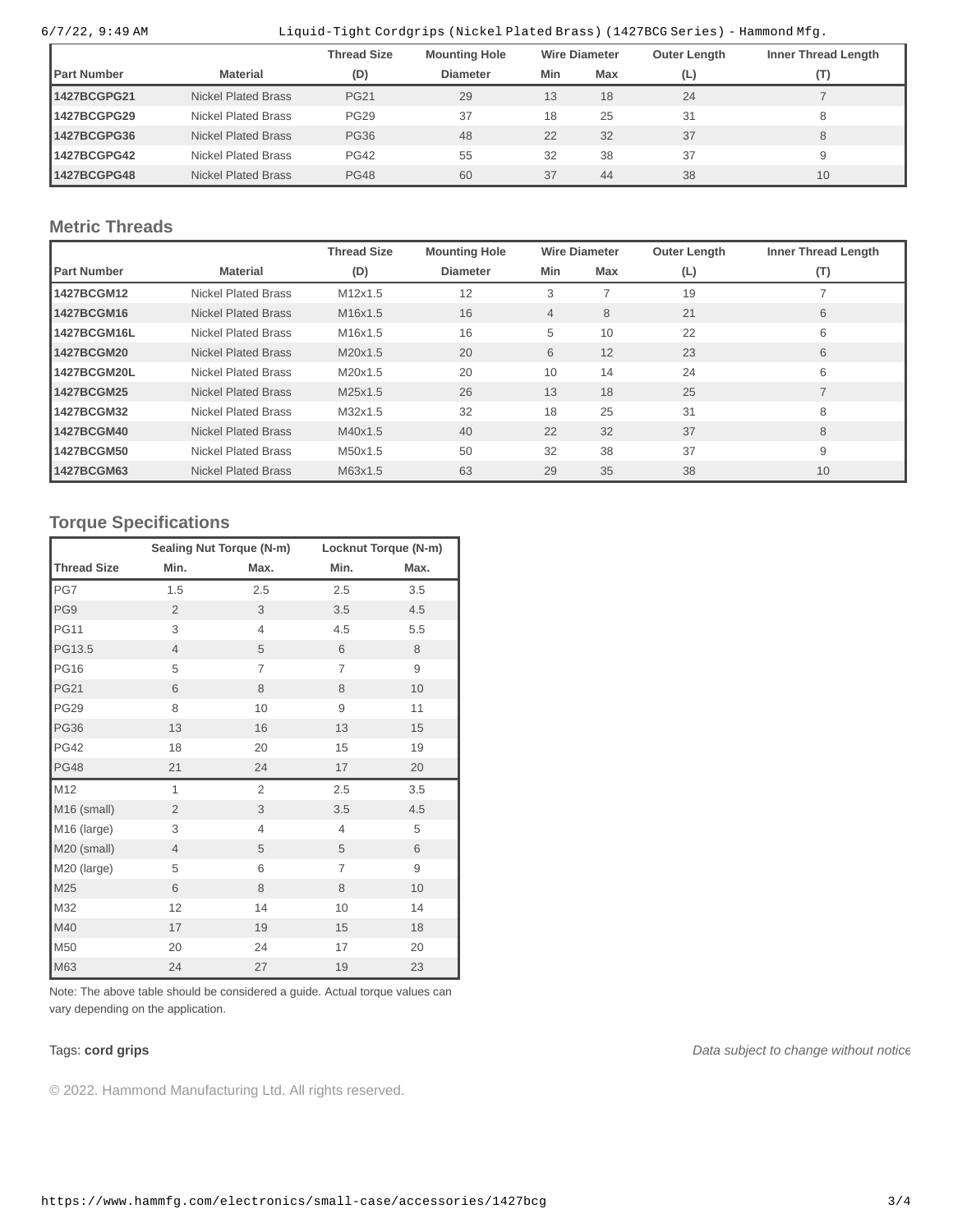| Part Number | Material | Thread Size (D) | Mounting Hole Diameter | Wire Diameter Min | Wire Diameter Max | Outer Length (L) | Inner Thread Length (T) |
|---|---|---|---|---|---|---|---|
| **1427BCGPG21** | Nickel Plated Brass | PG21 | 29 | 13 | 18 | 24 | 7 |
| **1427BCGPG29** | Nickel Plated Brass | PG29 | 37 | 18 | 25 | 31 | 8 |
| **1427BCGPG36** | Nickel Plated Brass | PG36 | 48 | 22 | 32 | 37 | 8 |
| **1427BCGPG42** | Nickel Plated Brass | PG42 | 55 | 32 | 38 | 37 | 9 |
| **1427BCGPG48** | Nickel Plated Brass | PG48 | 60 | 37 | 44 | 38 | 10 |

## Metric Threads

| Part Number | Material | Thread Size (D) | Mounting Hole Diameter | Wire Diameter Min | Wire Diameter Max | Outer Length (L) | Inner Thread Length (T) |
|---|---|---|---|---|---|---|---|
| **1427BCGM12** | Nickel Plated Brass | M12x1.5 | 12 | 3 | 7 | 19 | 7 |
| **1427BCGM16** | Nickel Plated Brass | M16x1.5 | 16 | 4 | 8 | 21 | 6 |
| **1427BCGM16L** | Nickel Plated Brass | M16x1.5 | 16 | 5 | 10 | 22 | 6 |
| **1427BCGM20** | Nickel Plated Brass | M20x1.5 | 20 | 6 | 12 | 23 | 6 |
| **1427BCGM20L** | Nickel Plated Brass | M20x1.5 | 20 | 10 | 14 | 24 | 6 |
| **1427BCGM25** | Nickel Plated Brass | M25x1.5 | 26 | 13 | 18 | 25 | 7 |
| **1427BCGM32** | Nickel Plated Brass | M32x1.5 | 32 | 18 | 25 | 31 | 8 |
| **1427BCGM40** | Nickel Plated Brass | M40x1.5 | 40 | 22 | 32 | 37 | 8 |
| **1427BCGM50** | Nickel Plated Brass | M50x1.5 | 50 | 32 | 38 | 37 | 9 |
| **1427BCGM63** | Nickel Plated Brass | M63x1.5 | 63 | 29 | 35 | 38 | 10 |

## Torque Specifications

| | Sealing Nut Torque (N-m) | | Locknut Torque (N-m) | |
|---|---|---|---|---|
| **Thread Size** | **Min.** | **Max.** | **Min.** | **Max.** |
| PG7 | 1.5 | 2.5 | 2.5 | 3.5 |
| PG9 | 2 | 3 | 3.5 | 4.5 |
| PG11 | 3 | 4 | 4.5 | 5.5 |
| PG13.5 | 4 | 5 | 6 | 8 |
| PG16 | 5 | 7 | 7 | 9 |
| PG21 | 6 | 8 | 8 | 10 |
| PG29 | 8 | 10 | 9 | 11 |
| PG36 | 13 | 16 | 13 | 15 |
| PG42 | 18 | 20 | 15 | 19 |
| PG48 | 21 | 24 | 17 | 20 |
| M12 | 1 | 2 | 2.5 | 3.5 |
| M16 (small) | 2 | 3 | 3.5 | 4.5 |
| M16 (large) | 3 | 4 | 4 | 5 |
| M20 (small) | 4 | 5 | 5 | 6 |
| M20 (large) | 5 | 6 | 7 | 9 |
| M25 | 6 | 8 | 8 | 10 |
| M32 | 12 | 14 | 10 | 14 |
| M40 | 17 | 19 | 15 | 18 |
| M50 | 20 | 24 | 17 | 20 |
| M63 | 24 | 27 | 19 | 23 |

Note: The above table should be considered a guide. Actual torque values can vary depending on the application.

Tags: **cord grips**

*Data subject to change without notice*

© 2022. Hammond Manufacturing Ltd. All rights reserved.